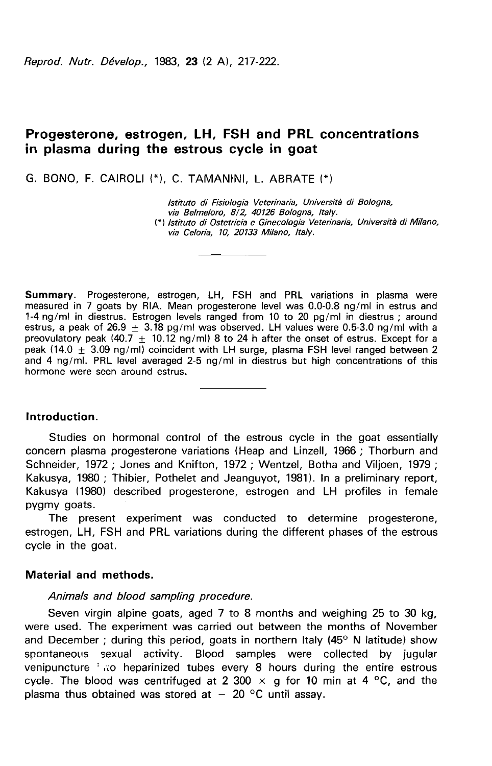# Progesterone, estrogen, LH, FSH and PRL concentrations in plasma during the estrous cycle in goat

G. BONO, F. CAIROLI (*), C. TAMANINI, L. ABRATE (*)

*Istituto di Fisiologia Veterinaria, Università di Bologna, via Belmeloro, 8/2, 40126 Bologna, Italy.*
*(*) Istituto di Ostetricia e Ginecologia Veterinaria, Università di Milano, via Celoria, 10, 20133 Milano, Italy.*

**Summary.** Progesterone, estrogen, LH, FSH and PRL variations in plasma were measured in 7 goats by RIA. Mean progesterone level was 0.0-0.8 ng/ml in estrus and 1-4 ng/ml in diestrus. Estrogen levels ranged from 10 to 20 pg/ml in diestrus ; around estrus, a peak of 26.9 $\pm$ 3.18 pg/ml was observed. LH values were 0.5-3.0 ng/ml with a preovulatory peak (40.7 $\pm$ 10.12 ng/ml) 8 to 24 h after the onset of estrus. Except for a peak (14.0 $\pm$ 3.09 ng/ml) coincident with LH surge, plasma FSH level ranged between 2 and 4 ng/ml. PRL level averaged 2-5 ng/ml in diestrus but high concentrations of this hormone were seen around estrus.

## Introduction.

Studies on hormonal control of the estrous cycle in the goat essentially concern plasma progesterone variations (Heap and Linzell, 1966 ; Thorburn and Schneider, 1972 ; Jones and Knifton, 1972 ; Wentzel, Botha and Viljoen, 1979 ; Kakusya, 1980 ; Thibier, Pothelet and Jeanguyot, 1981). In a preliminary report, Kakusya (1980) described progesterone, estrogen and LH profiles in female pygmy goats.

The present experiment was conducted to determine progesterone, estrogen, LH, FSH and PRL variations during the different phases of the estrous cycle in the goat.

## Material and methods.

### *Animals and blood sampling procedure.*

Seven virgin alpine goats, aged 7 to 8 months and weighing 25 to 30 kg, were used. The experiment was carried out between the months of November and December ; during this period, goats in northern Italy (45° N latitude) show spontaneous sexual activity. Blood samples were collected by jugular venipuncture into heparinized tubes every 8 hours during the entire estrous cycle. The blood was centrifuged at 2 300 $\times$ g for 10 min at 4 °C, and the plasma thus obtained was stored at $-$ 20 °C until assay.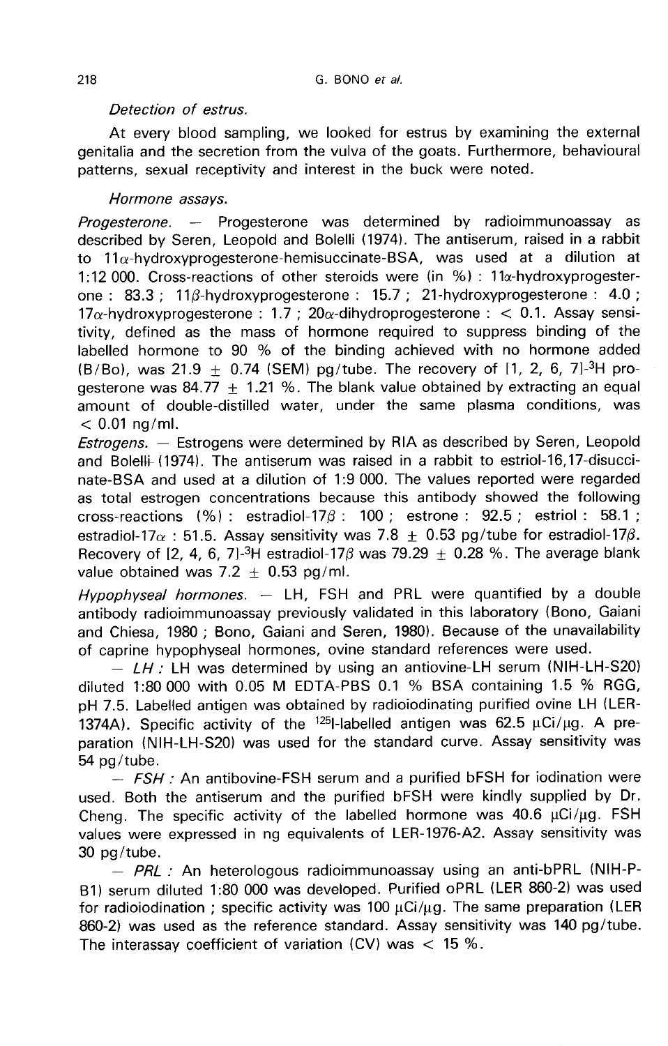### *Detection of estrus.*

At every blood sampling, we looked for estrus by examining the external genitalia and the secretion from the vulva of the goats. Furthermore, behavioural patterns, sexual receptivity and interest in the buck were noted.

### *Hormone assays.*

*Progesterone.* — Progesterone was determined by radioimmunoassay as described by Seren, Leopold and Bolelli (1974). The antiserum, raised in a rabbit to 11$\alpha$-hydroxyprogesterone-hemisuccinate-BSA, was used at a dilution at 1:12 000. Cross-reactions of other steroids were (in %) : 11$\alpha$-hydroxyprogesterone : 83.3 ; 11$\beta$-hydroxyprogesterone : 15.7 ; 21-hydroxyprogesterone : 4.0 ; 17$\alpha$-hydroxyprogesterone : 1.7 ; 20$\alpha$-dihydroprogesterone : $< 0.1$. Assay sensitivity, defined as the mass of hormone required to suppress binding of the labelled hormone to 90 % of the binding achieved with no hormone added (B/Bo), was 21.9 $\pm$ 0.74 (SEM) pg/tube. The recovery of [1, 2, 6, 7]-$^3$H progesterone was 84.77 $\pm$ 1.21 %. The blank value obtained by extracting an equal amount of double-distilled water, under the same plasma conditions, was $< 0.01$ ng/ml.

*Estrogens.* — Estrogens were determined by RIA as described by Seren, Leopold and Bolelli (1974). The antiserum was raised in a rabbit to estriol-16,17-disuccinate-BSA and used at a dilution of 1:9 000. The values reported were regarded as total estrogen concentrations because this antibody showed the following cross-reactions (%) : estradiol-17$\beta$ : 100 ; estrone : 92.5 ; estriol : 58.1 ; estradiol-17$\alpha$ : 51.5. Assay sensitivity was 7.8 $\pm$ 0.53 pg/tube for estradiol-17$\beta$. Recovery of [2, 4, 6, 7]-$^3$H estradiol-17$\beta$ was 79.29 $\pm$ 0.28 %. The average blank value obtained was 7.2 $\pm$ 0.53 pg/ml.

*Hypophyseal hormones.* — LH, FSH and PRL were quantified by a double antibody radioimmunoassay previously validated in this laboratory (Bono, Gaiani and Chiesa, 1980 ; Bono, Gaiani and Seren, 1980). Because of the unavailability of caprine hypophyseal hormones, ovine standard references were used.

— *LH :* LH was determined by using an antiovine-LH serum (NIH-LH-S20) diluted 1:80 000 with 0.05 M EDTA-PBS 0.1 % BSA containing 1.5 % RGG, pH 7.5. Labelled antigen was obtained by radioiodinating purified ovine LH (LER-1374A). Specific activity of the $^{125}$I-labelled antigen was 62.5 $\mu$Ci/$\mu$g. A preparation (NIH-LH-S20) was used for the standard curve. Assay sensitivity was 54 pg/tube.

— *FSH :* An antibovine-FSH serum and a purified bFSH for iodination were used. Both the antiserum and the purified bFSH were kindly supplied by Dr. Cheng. The specific activity of the labelled hormone was 40.6 $\mu$Ci/$\mu$g. FSH values were expressed in ng equivalents of LER-1976-A2. Assay sensitivity was 30 pg/tube.

— *PRL :* An heterologous radioimmunoassay using an anti-bPRL (NIH-P-B1) serum diluted 1:80 000 was developed. Purified oPRL (LER 860-2) was used for radioiodination ; specific activity was 100 $\mu$Ci/$\mu$g. The same preparation (LER 860-2) was used as the reference standard. Assay sensitivity was 140 pg/tube. The interassay coefficient of variation (CV) was $< 15$ %.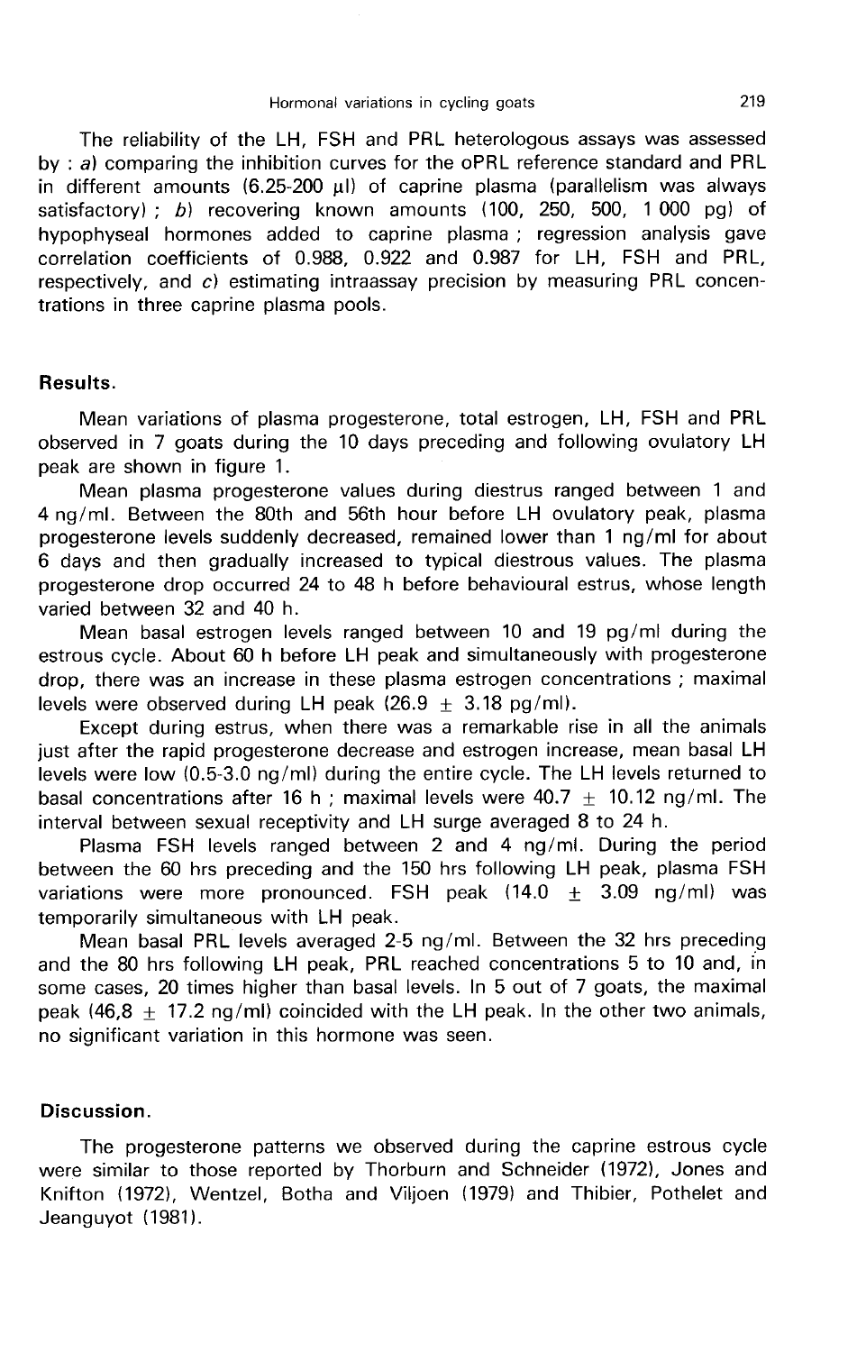The reliability of the LH, FSH and PRL heterologous assays was assessed by : *a*) comparing the inhibition curves for the oPRL reference standard and PRL in different amounts (6.25-200 µl) of caprine plasma (parallelism was always satisfactory) ; *b*) recovering known amounts (100, 250, 500, 1 000 pg) of hypophyseal hormones added to caprine plasma ; regression analysis gave correlation coefficients of 0.988, 0.922 and 0.987 for LH, FSH and PRL, respectively, and *c*) estimating intraassay precision by measuring PRL concentrations in three caprine plasma pools.

## Results.

Mean variations of plasma progesterone, total estrogen, LH, FSH and PRL observed in 7 goats during the 10 days preceding and following ovulatory LH peak are shown in figure 1.

Mean plasma progesterone values during diestrus ranged between 1 and 4 ng/ml. Between the 80th and 56th hour before LH ovulatory peak, plasma progesterone levels suddenly decreased, remained lower than 1 ng/ml for about 6 days and then gradually increased to typical diestrous values. The plasma progesterone drop occurred 24 to 48 h before behavioural estrus, whose length varied between 32 and 40 h.

Mean basal estrogen levels ranged between 10 and 19 pg/ml during the estrous cycle. About 60 h before LH peak and simultaneously with progesterone drop, there was an increase in these plasma estrogen concentrations ; maximal levels were observed during LH peak (26.9 $\pm$ 3.18 pg/ml).

Except during estrus, when there was a remarkable rise in all the animals just after the rapid progesterone decrease and estrogen increase, mean basal LH levels were low (0.5-3.0 ng/ml) during the entire cycle. The LH levels returned to basal concentrations after 16 h ; maximal levels were 40.7 $\pm$ 10.12 ng/ml. The interval between sexual receptivity and LH surge averaged 8 to 24 h.

Plasma FSH levels ranged between 2 and 4 ng/ml. During the period between the 60 hrs preceding and the 150 hrs following LH peak, plasma FSH variations were more pronounced. FSH peak (14.0 $\pm$ 3.09 ng/ml) was temporarily simultaneous with LH peak.

Mean basal PRL levels averaged 2-5 ng/ml. Between the 32 hrs preceding and the 80 hrs following LH peak, PRL reached concentrations 5 to 10 and, in some cases, 20 times higher than basal levels. In 5 out of 7 goats, the maximal peak (46,8 $\pm$ 17.2 ng/ml) coincided with the LH peak. In the other two animals, no significant variation in this hormone was seen.

## Discussion.

The progesterone patterns we observed during the caprine estrous cycle were similar to those reported by Thorburn and Schneider (1972), Jones and Knifton (1972), Wentzel, Botha and Viljoen (1979) and Thibier, Pothelet and Jeanguyot (1981).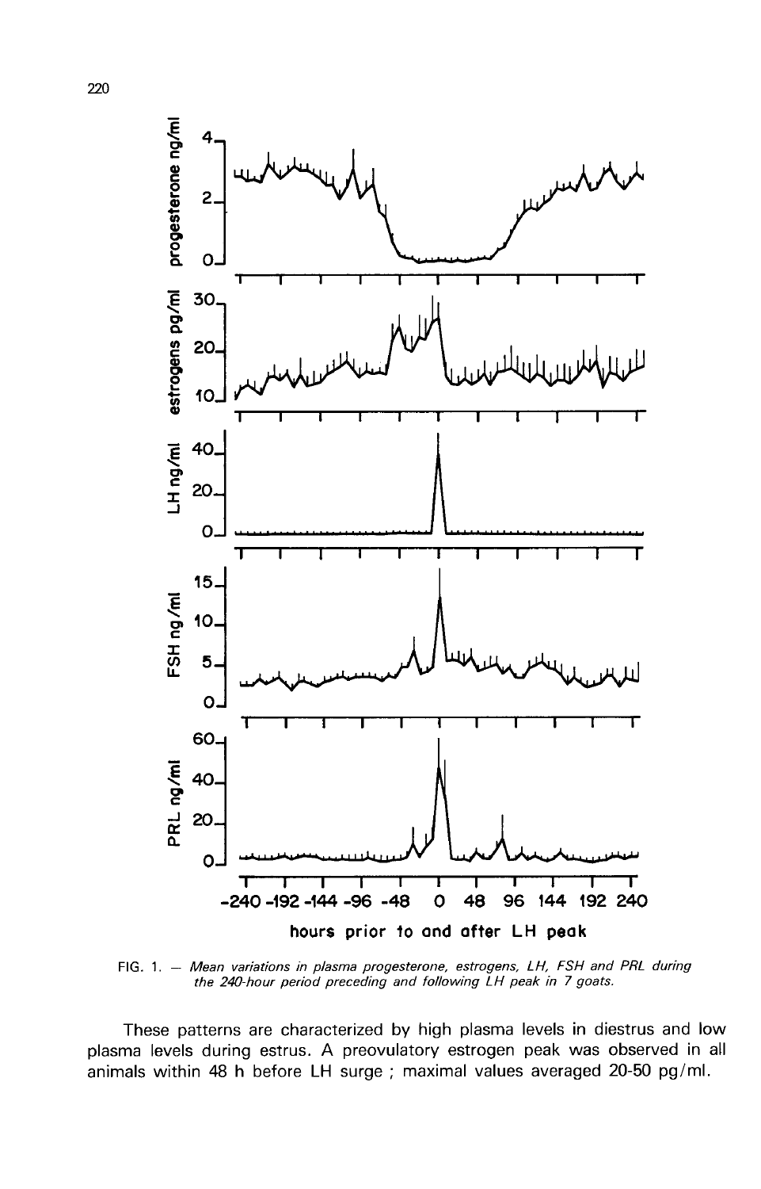FIG. 1. — *Mean variations in plasma progesterone, estrogens, LH, FSH and PRL during the 240-hour period preceding and following LH peak in 7 goats.*

These patterns are characterized by high plasma levels in diestrus and low plasma levels during estrus. A preovulatory estrogen peak was observed in all animals within 48 h before LH surge ; maximal values averaged 20-50 pg/ml.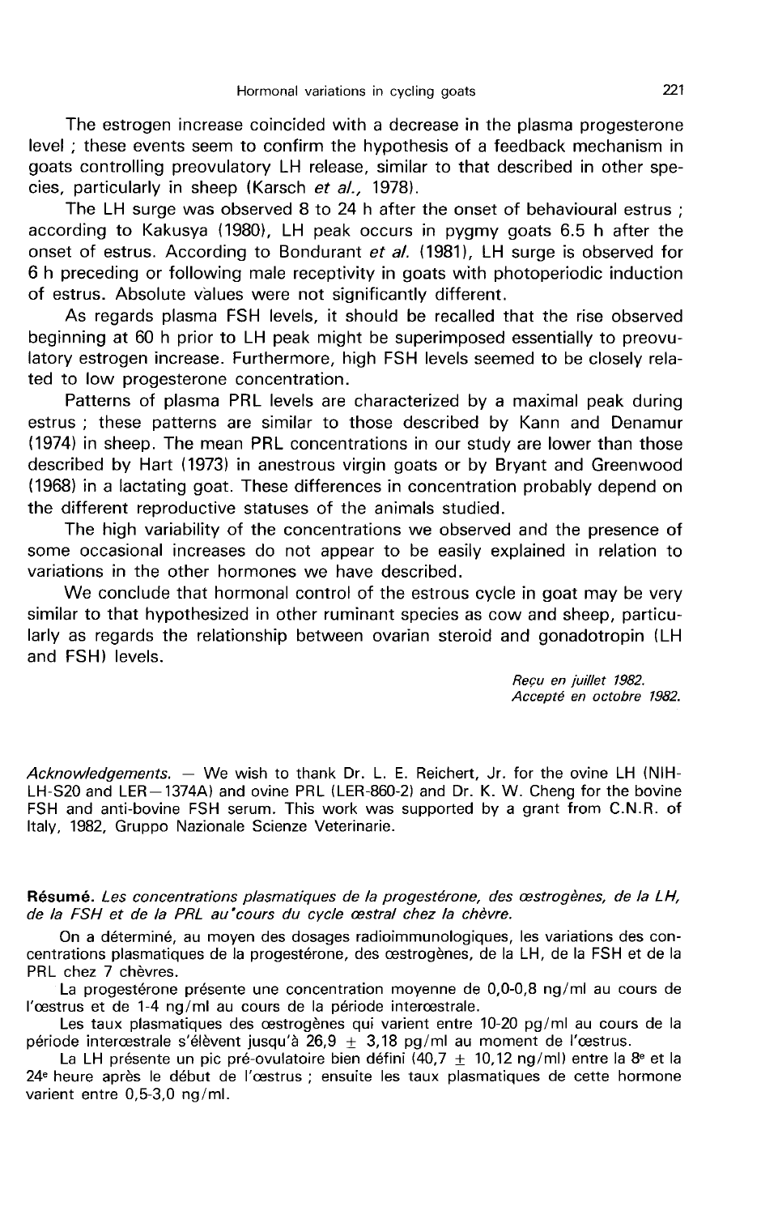The estrogen increase coincided with a decrease in the plasma progesterone level ; these events seem to confirm the hypothesis of a feedback mechanism in goats controlling preovulatory LH release, similar to that described in other species, particularly in sheep (Karsch *et al.,* 1978).

The LH surge was observed 8 to 24 h after the onset of behavioural estrus ; according to Kakusya (1980), LH peak occurs in pygmy goats 6.5 h after the onset of estrus. According to Bondurant *et al.* (1981), LH surge is observed for 6 h preceding or following male receptivity in goats with photoperiodic induction of estrus. Absolute values were not significantly different.

As regards plasma FSH levels, it should be recalled that the rise observed beginning at 60 h prior to LH peak might be superimposed essentially to preovulatory estrogen increase. Furthermore, high FSH levels seemed to be closely related to low progesterone concentration.

Patterns of plasma PRL levels are characterized by a maximal peak during estrus ; these patterns are similar to those described by Kann and Denamur (1974) in sheep. The mean PRL concentrations in our study are lower than those described by Hart (1973) in anestrous virgin goats or by Bryant and Greenwood (1968) in a lactating goat. These differences in concentration probably depend on the different reproductive statuses of the animals studied.

The high variability of the concentrations we observed and the presence of some occasional increases do not appear to be easily explained in relation to variations in the other hormones we have described.

We conclude that hormonal control of the estrous cycle in goat may be very similar to that hypothesized in other ruminant species as cow and sheep, particularly as regards the relationship between ovarian steroid and gonadotropin (LH and FSH) levels.

*Reçu en juillet 1982.*
*Accepté en octobre 1982.*

*Acknowledgements.* — We wish to thank Dr. L. E. Reichert, Jr. for the ovine LH (NIH-LH-S20 and LER—1374A) and ovine PRL (LER-860-2) and Dr. K. W. Cheng for the bovine FSH and anti-bovine FSH serum. This work was supported by a grant from C.N.R. of Italy, 1982, Gruppo Nazionale Scienze Veterinarie.

**Résumé.** *Les concentrations plasmatiques de la progestérone, des œstrogènes, de la LH, de la FSH et de la PRL au cours du cycle œstral chez la chèvre.*

On a déterminé, au moyen des dosages radioimmunologiques, les variations des concentrations plasmatiques de la progestérone, des œstrogènes, de la LH, de la FSH et de la PRL chez 7 chèvres.

La progestérone présente une concentration moyenne de 0,0-0,8 ng/ml au cours de l'œstrus et de 1-4 ng/ml au cours de la période interœstrale.

Les taux plasmatiques des œstrogènes qui varient entre 10-20 pg/ml au cours de la période interœstrale s'élèvent jusqu'à 26,9 $\pm$ 3,18 pg/ml au moment de l'œstrus.

La LH présente un pic pré-ovulatoire bien défini (40,7 $\pm$ 10,12 ng/ml) entre la 8^e^ et la 24^e^ heure après le début de l'œstrus ; ensuite les taux plasmatiques de cette hormone varient entre 0,5-3,0 ng/ml.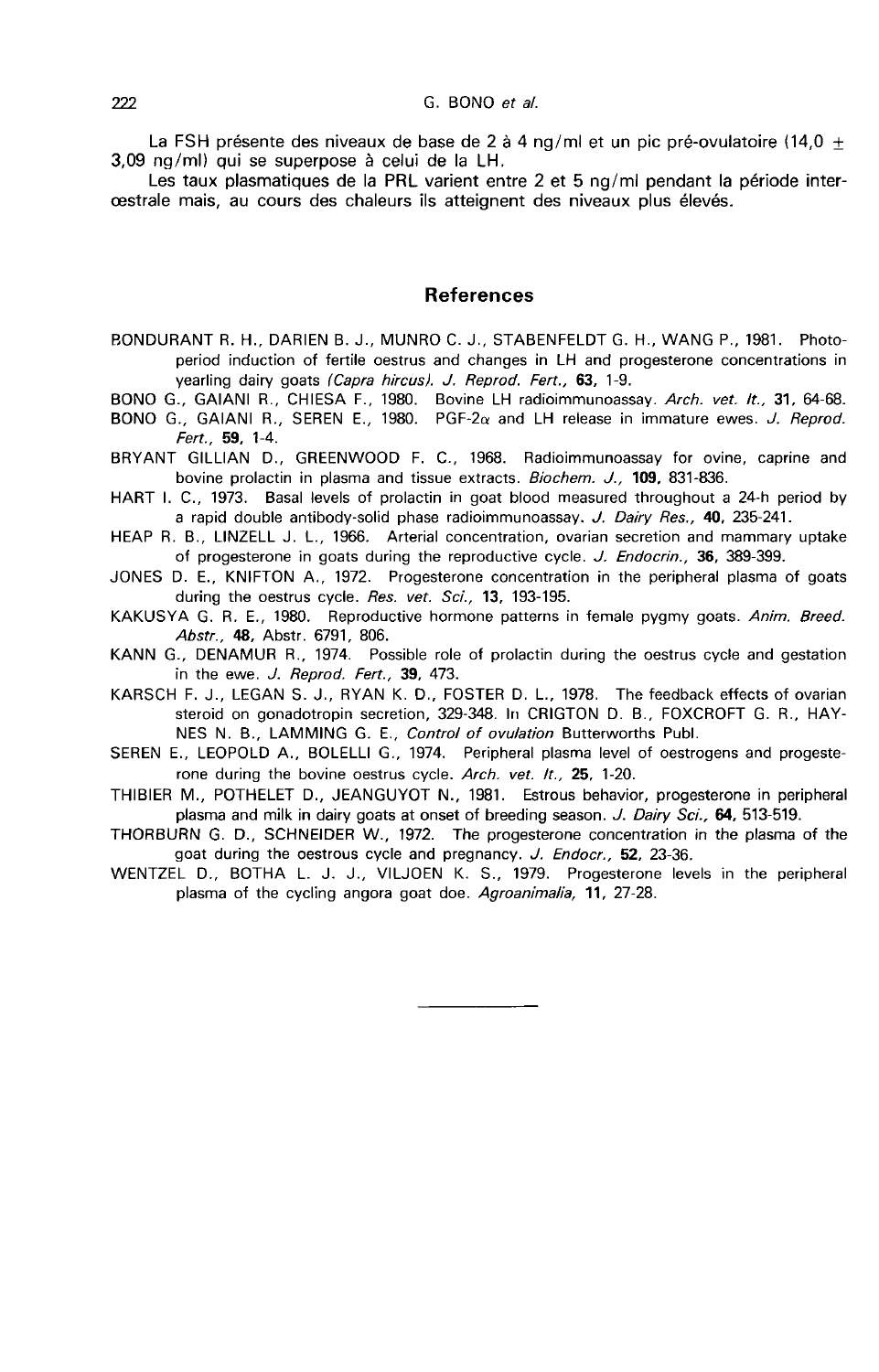La FSH présente des niveaux de base de 2 à 4 ng/ml et un pic pré-ovulatoire (14,0 ± 3,09 ng/ml) qui se superpose à celui de la LH.

Les taux plasmatiques de la PRL varient entre 2 et 5 ng/ml pendant la période inter-œstrale mais, au cours des chaleurs ils atteignent des niveaux plus élevés.

## References

BONDURANT R. H., DARIEN B. J., MUNRO C. J., STABENFELDT G. H., WANG P., 1981. Photoperiod induction of fertile oestrus and changes in LH and progesterone concentrations in yearling dairy goats *(Capra hircus)*. *J. Reprod. Fert.*, **63**, 1-9.

BONO G., GAIANI R., CHIESA F., 1980. Bovine LH radioimmunoassay. *Arch. vet. It.*, **31**, 64-68.

BONO G., GAIANI R., SEREN E., 1980. PGF-2α and LH release in immature ewes. *J. Reprod. Fert.*, **59**, 1-4.

BRYANT GILLIAN D., GREENWOOD F. C., 1968. Radioimmunoassay for ovine, caprine and bovine prolactin in plasma and tissue extracts. *Biochem. J.*, **109**, 831-836.

HART I. C., 1973. Basal levels of prolactin in goat blood measured throughout a 24-h period by a rapid double antibody-solid phase radioimmunoassay. *J. Dairy Res.*, **40**, 235-241.

HEAP R. B., LINZELL J. L., 1966. Arterial concentration, ovarian secretion and mammary uptake of progesterone in goats during the reproductive cycle. *J. Endocrin.*, **36**, 389-399.

JONES D. E., KNIFTON A., 1972. Progesterone concentration in the peripheral plasma of goats during the oestrus cycle. *Res. vet. Sci.*, **13**, 193-195.

KAKUSYA G. R. E., 1980. Reproductive hormone patterns in female pygmy goats. *Anim. Breed. Abstr.*, **48**, Abstr. 6791, 806.

KANN G., DENAMUR R., 1974. Possible role of prolactin during the oestrus cycle and gestation in the ewe. *J. Reprod. Fert.*, **39**, 473.

KARSCH F. J., LEGAN S. J., RYAN K. D., FOSTER D. L., 1978. The feedback effects of ovarian steroid on gonadotropin secretion, 329-348. In CRIGTON D. B., FOXCROFT G. R., HAYNES N. B., LAMMING G. E., *Control of ovulation* Butterworths Publ.

SEREN E., LEOPOLD A., BOLELLI G., 1974. Peripheral plasma level of oestrogens and progesterone during the bovine oestrus cycle. *Arch. vet. It.*, **25**, 1-20.

THIBIER M., POTHELET D., JEANGUYOT N., 1981. Estrous behavior, progesterone in peripheral plasma and milk in dairy goats at onset of breeding season. *J. Dairy Sci.*, **64**, 513-519.

THORBURN G. D., SCHNEIDER W., 1972. The progesterone concentration in the plasma of the goat during the oestrous cycle and pregnancy. *J. Endocr.*, **52**, 23-36.

WENTZEL D., BOTHA L. J. J., VILJOEN K. S., 1979. Progesterone levels in the peripheral plasma of the cycling angora goat doe. *Agroanimalia*, **11**, 27-28.